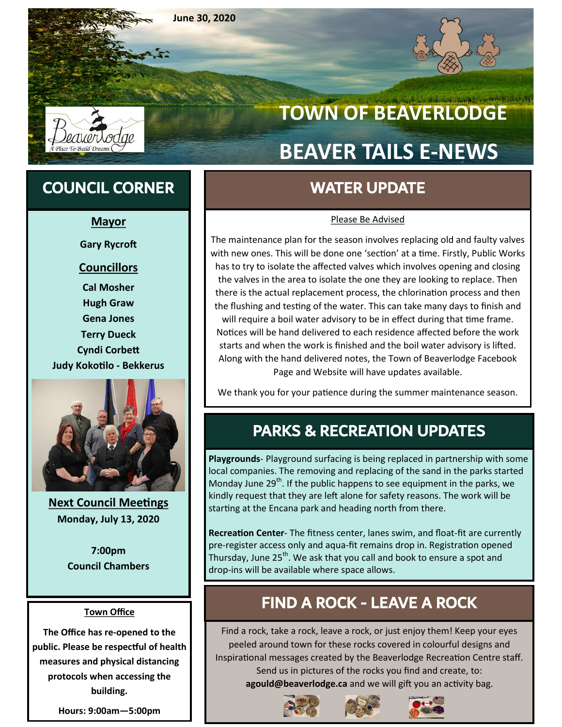June 30, 2020

# TOWN OF BEAVERLODGE

# BEAVER TAILS E-NEWS

## COUNCIL CORNER

**Mayor**

**Gary Rycroft**

**Councillors**

**Cal Mosher**
**Hugh Graw**
**Gena Jones**
**Terry Dueck**
**Cyndi Corbett**
**Judy Kokotilo - Bekkerus**

**Next Council Meetings**
**Monday, July 13, 2020**

**7:00pm**
**Council Chambers**

**Town Office**

**The Office has re-opened to the public. Please be respectful of health measures and physical distancing protocols when accessing the building.**

**Hours: 9:00am—5:00pm**

## WATER UPDATE

Please Be Advised

The maintenance plan for the season involves replacing old and faulty valves with new ones. This will be done one 'section' at a time. Firstly, Public Works has to try to isolate the affected valves which involves opening and closing the valves in the area to isolate the one they are looking to replace. Then there is the actual replacement process, the chlorination process and then the flushing and testing of the water. This can take many days to finish and will require a boil water advisory to be in effect during that time frame. Notices will be hand delivered to each residence affected before the work starts and when the work is finished and the boil water advisory is lifted. Along with the hand delivered notes, the Town of Beaverlodge Facebook Page and Website will have updates available.

We thank you for your patience during the summer maintenance season.

## PARKS & RECREATION UPDATES

**Playgrounds**- Playground surfacing is being replaced in partnership with some local companies. The removing and replacing of the sand in the parks started Monday June 29th. If the public happens to see equipment in the parks, we kindly request that they are left alone for safety reasons. The work will be starting at the Encana park and heading north from there.

**Recreation Center**- The fitness center, lanes swim, and float-fit are currently pre-register access only and aqua-fit remains drop in. Registration opened Thursday, June 25th. We ask that you call and book to ensure a spot and drop-ins will be available where space allows.

## FIND A ROCK - LEAVE A ROCK

Find a rock, take a rock, leave a rock, or just enjoy them! Keep your eyes peeled around town for these rocks covered in colourful designs and Inspirational messages created by the Beaverlodge Recreation Centre staff. Send us in pictures of the rocks you find and create, to: **agould@beaverlodge.ca** and we will gift you an activity bag.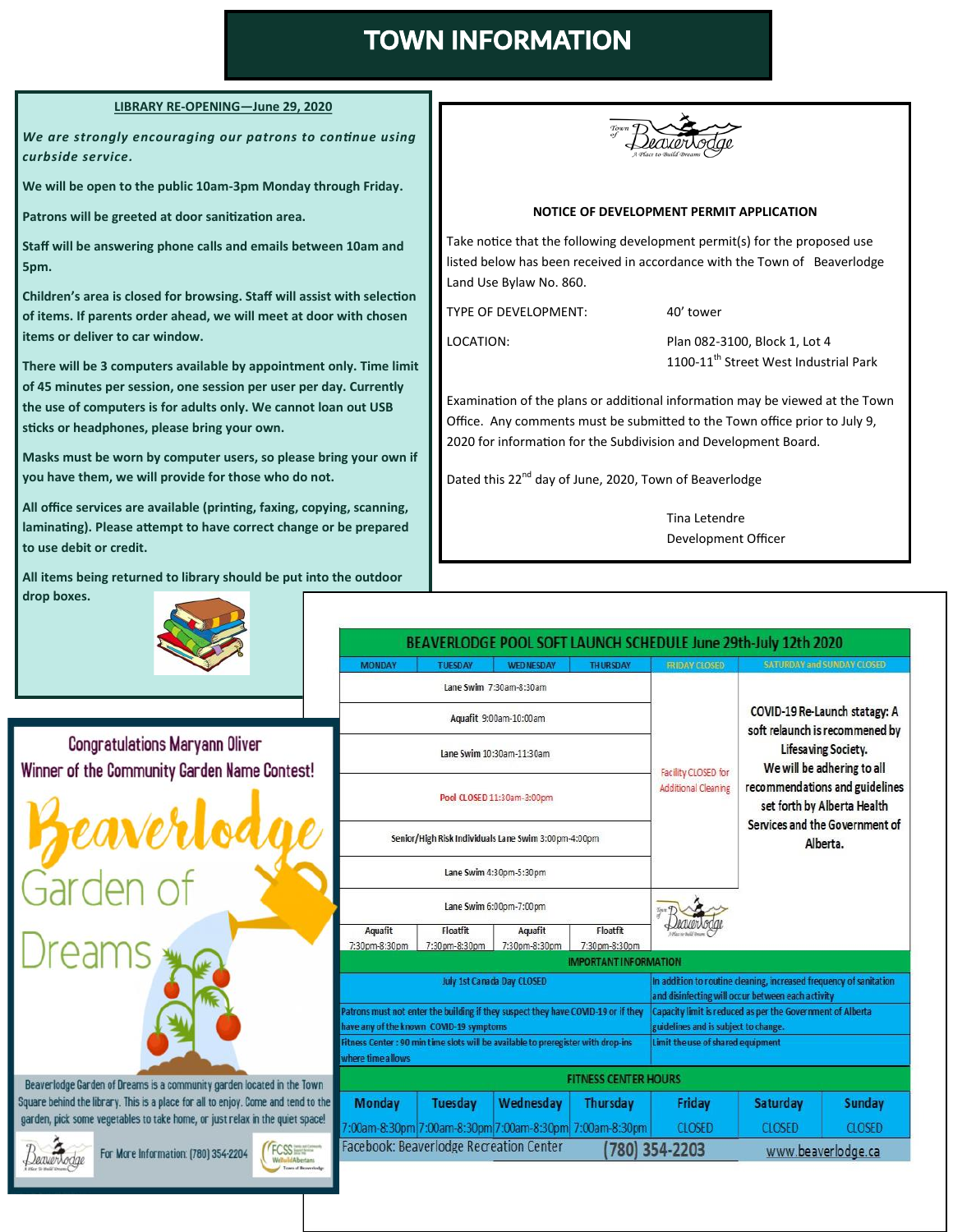# TOWN INFORMATION

## LIBRARY RE-OPENING—June 29, 2020

***We are strongly encouraging our patrons to continue using curbside service.***

**We will be open to the public 10am-3pm Monday through Friday.**

**Patrons will be greeted at door sanitization area.**

**Staff will be answering phone calls and emails between 10am and 5pm.**

**Children's area is closed for browsing. Staff will assist with selection of items. If parents order ahead, we will meet at door with chosen items or deliver to car window.**

**There will be 3 computers available by appointment only. Time limit of 45 minutes per session, one session per user per day. Currently the use of computers is for adults only. We cannot loan out USB sticks or headphones, please bring your own.**

**Masks must be worn by computer users, so please bring your own if you have them, we will provide for those who do not.**

**All office services are available (printing, faxing, copying, scanning, laminating). Please attempt to have correct change or be prepared to use debit or credit.**

**All items being returned to library should be put into the outdoor drop boxes.**

---

Town of Beaverlodge
A Place to Build Dreams

## NOTICE OF DEVELOPMENT PERMIT APPLICATION

Take notice that the following development permit(s) for the proposed use listed below has been received in accordance with the Town of Beaverlodge Land Use Bylaw No. 860.

TYPE OF DEVELOPMENT: 40' tower

LOCATION: Plan 082-3100, Block 1, Lot 4
1100-11th Street West Industrial Park

Examination of the plans or additional information may be viewed at the Town Office. Any comments must be submitted to the Town office prior to July 9, 2020 for information for the Subdivision and Development Board.

Dated this 22nd day of June, 2020, Town of Beaverlodge

Tina Letendre
Development Officer

---

Congratulations Maryann Oliver
Winner of the Community Garden Name Contest!

# Beaverlodge Garden of Dreams

Beaverlodge Garden of Dreams is a community garden located in the Town Square behind the library. This is a place for all to enjoy. Come and tend to the garden, pick some vegetables to take home, or just relax in the quiet space!

For More Information: (780) 354-2204

---

## BEAVERLODGE POOL SOFT LAUNCH SCHEDULE June 29th-July 12th 2020

| MONDAY | TUESDAY | WEDNESDAY | THURSDAY | FRIDAY CLOSED | SATURDAY and SUNDAY CLOSED |
|---|---|---|---|---|---|
| Lane Swim 7:30am-8:30am | | | | Facility CLOSED for Additional Cleaning | COVID-19 Re-Launch statagy: A soft relaunch is recommened by Lifesaving Society. We will be adhering to all recommendations and guidelines set forth by Alberta Health Services and the Government of Alberta. |
| Aquafit 9:00am-10:00am | | | | | |
| Lane Swim 10:30am-11:30am | | | | | |
| Pool CLOSED 11:30am-3:00pm | | | | | |
| Senior/High Risk Individuals Lane Swim 3:00pm-4:00pm | | | | | |
| Lane Swim 4:30pm-5:30pm | | | | | |
| Lane Swim 6:00pm-7:00pm | | | | | |
| Aquafit 7:30pm-8:30pm | Floatfit 7:30pm-8:30pm | Aquafit 7:30pm-8:30pm | Floatfit 7:30pm-8:30pm | | |

### IMPORTANT INFORMATION

| | |
|---|---|
| July 1st Canada Day CLOSED | In addition to routine cleaning, increased frequency of sanitation and disinfecting will occur between each activity |
| Patrons must not enter the building if they suspect they have COVID-19 or if they have any of the known COVID-19 symptoms | Capacity limit is reduced as per the Government of Alberta guidelines and is subject to change. |
| Fitness Center : 90 min time slots will be available to preregister with drop-ins where time allows | Limit the use of shared equipment |

### FITNESS CENTER HOURS

| Monday | Tuesday | Wednesday | Thursday | Friday | Saturday | Sunday |
|---|---|---|---|---|---|---|
| 7:00am-8:30pm | 7:00am-8:30pm | 7:00am-8:30pm | 7:00am-8:30pm | CLOSED | CLOSED | CLOSED |

Facebook: Beaverlodge Recreation Center (780) 354-2203 www.beaverlodge.ca